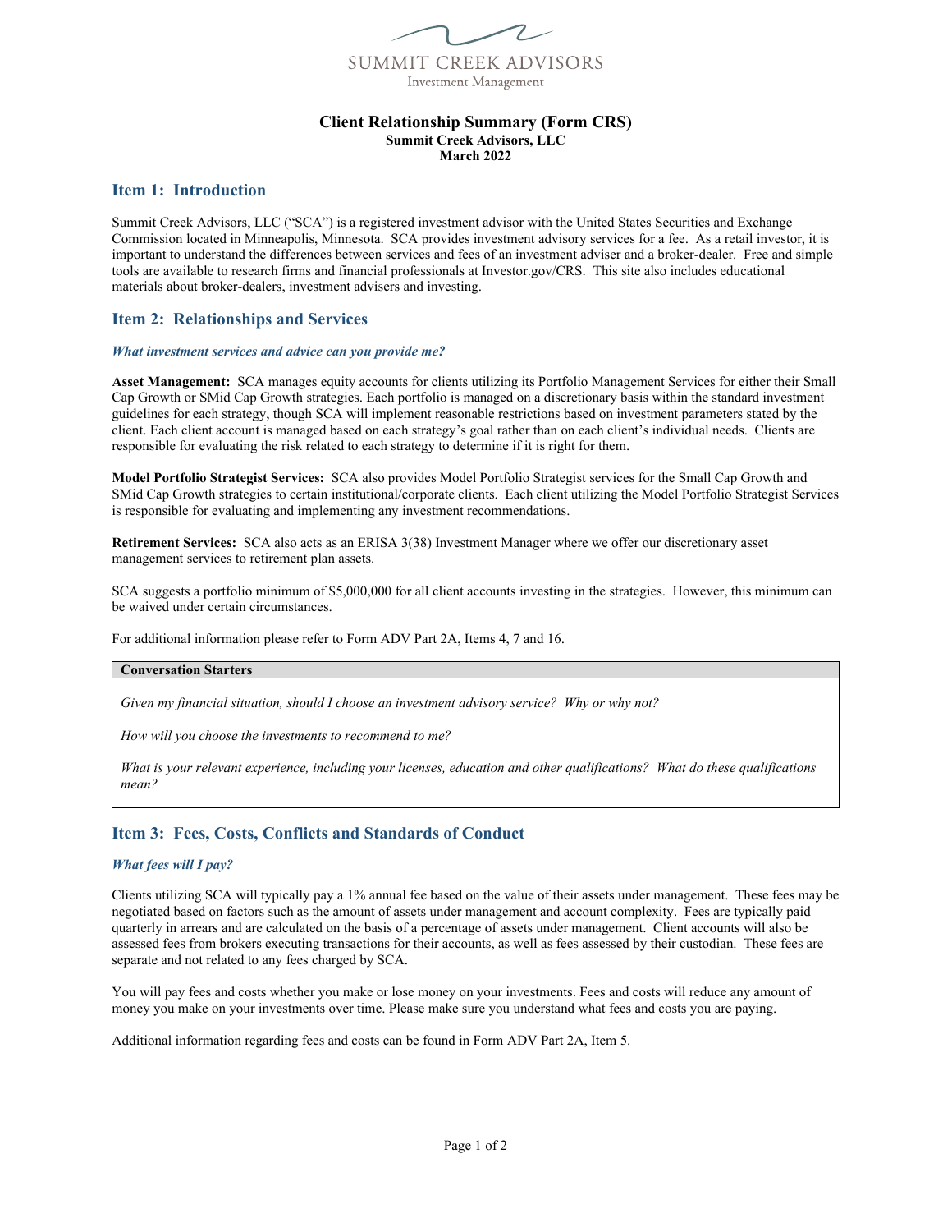SUMMIT CREEK ADVISORS
Investment Management

# Client Relationship Summary (Form CRS)

**Summit Creek Advisors, LLC**
**March 2022**

## Item 1: Introduction

Summit Creek Advisors, LLC ("SCA") is a registered investment advisor with the United States Securities and Exchange Commission located in Minneapolis, Minnesota. SCA provides investment advisory services for a fee. As a retail investor, it is important to understand the differences between services and fees of an investment adviser and a broker-dealer. Free and simple tools are available to research firms and financial professionals at Investor.gov/CRS. This site also includes educational materials about broker-dealers, investment advisers and investing.

## Item 2: Relationships and Services

### *What investment services and advice can you provide me?*

**Asset Management:** SCA manages equity accounts for clients utilizing its Portfolio Management Services for either their Small Cap Growth or SMid Cap Growth strategies. Each portfolio is managed on a discretionary basis within the standard investment guidelines for each strategy, though SCA will implement reasonable restrictions based on investment parameters stated by the client. Each client account is managed based on each strategy's goal rather than on each client's individual needs. Clients are responsible for evaluating the risk related to each strategy to determine if it is right for them.

**Model Portfolio Strategist Services:** SCA also provides Model Portfolio Strategist services for the Small Cap Growth and SMid Cap Growth strategies to certain institutional/corporate clients. Each client utilizing the Model Portfolio Strategist Services is responsible for evaluating and implementing any investment recommendations.

**Retirement Services:** SCA also acts as an ERISA 3(38) Investment Manager where we offer our discretionary asset management services to retirement plan assets.

SCA suggests a portfolio minimum of $5,000,000 for all client accounts investing in the strategies. However, this minimum can be waived under certain circumstances.

For additional information please refer to Form ADV Part 2A, Items 4, 7 and 16.

| Conversation Starters |
| --- |
| *Given my financial situation, should I choose an investment advisory service? Why or why not?* |
| *How will you choose the investments to recommend to me?* |
| *What is your relevant experience, including your licenses, education and other qualifications? What do these qualifications mean?* |

## Item 3: Fees, Costs, Conflicts and Standards of Conduct

### *What fees will I pay?*

Clients utilizing SCA will typically pay a 1% annual fee based on the value of their assets under management. These fees may be negotiated based on factors such as the amount of assets under management and account complexity. Fees are typically paid quarterly in arrears and are calculated on the basis of a percentage of assets under management. Client accounts will also be assessed fees from brokers executing transactions for their accounts, as well as fees assessed by their custodian. These fees are separate and not related to any fees charged by SCA.

You will pay fees and costs whether you make or lose money on your investments. Fees and costs will reduce any amount of money you make on your investments over time. Please make sure you understand what fees and costs you are paying.

Additional information regarding fees and costs can be found in Form ADV Part 2A, Item 5.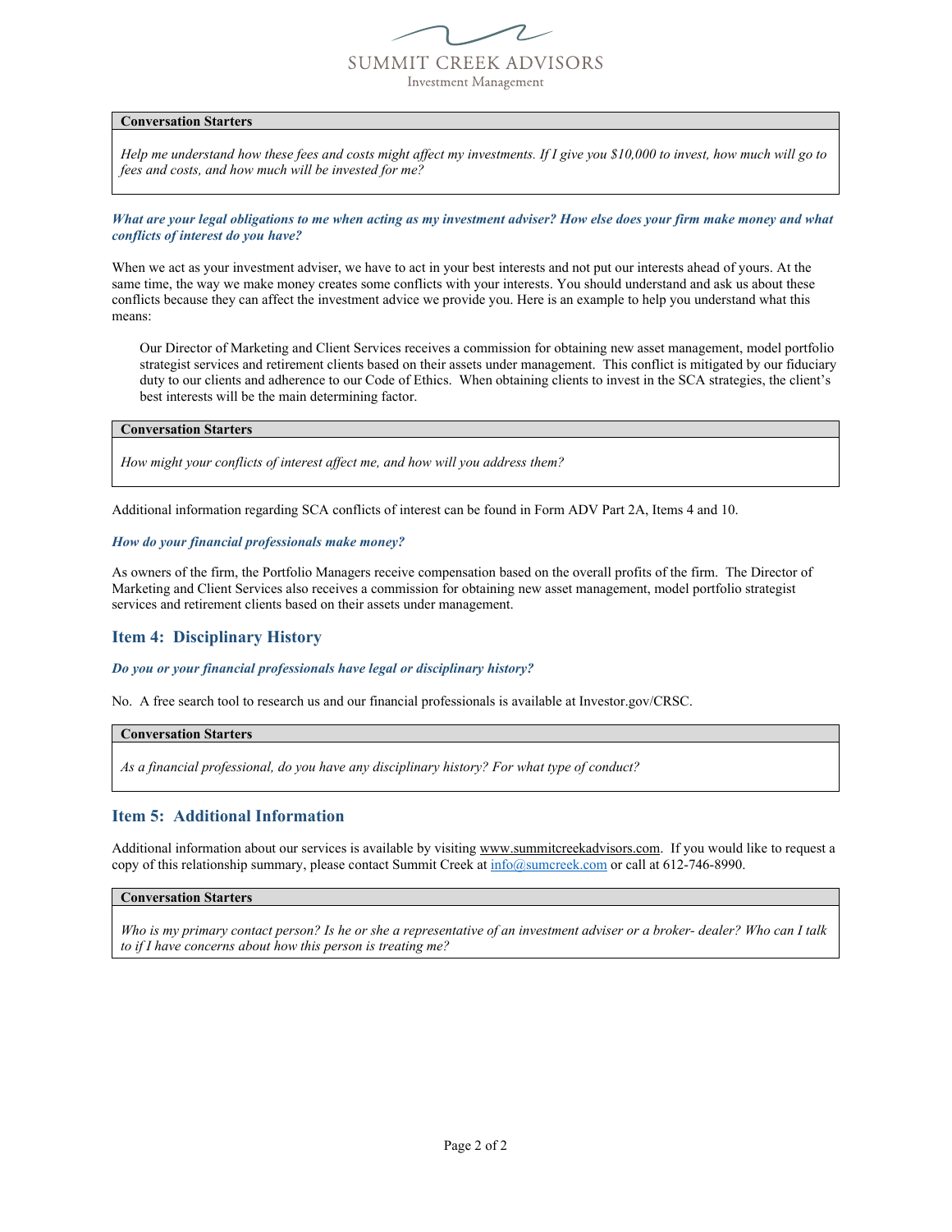| Conversation Starters |
| --- |
| *Help me understand how these fees and costs might affect my investments. If I give you $10,000 to invest, how much will go to fees and costs, and how much will be invested for me?* |

***What are your legal obligations to me when acting as my investment adviser? How else does your firm make money and what conflicts of interest do you have?***

When we act as your investment adviser, we have to act in your best interests and not put our interests ahead of yours. At the same time, the way we make money creates some conflicts with your interests. You should understand and ask us about these conflicts because they can affect the investment advice we provide you. Here is an example to help you understand what this means:

> Our Director of Marketing and Client Services receives a commission for obtaining new asset management, model portfolio strategist services and retirement clients based on their assets under management. This conflict is mitigated by our fiduciary duty to our clients and adherence to our Code of Ethics. When obtaining clients to invest in the SCA strategies, the client's best interests will be the main determining factor.

| Conversation Starters |
| --- |
| *How might your conflicts of interest affect me, and how will you address them?* |

Additional information regarding SCA conflicts of interest can be found in Form ADV Part 2A, Items 4 and 10.

***How do your financial professionals make money?***

As owners of the firm, the Portfolio Managers receive compensation based on the overall profits of the firm. The Director of Marketing and Client Services also receives a commission for obtaining new asset management, model portfolio strategist services and retirement clients based on their assets under management.

## Item 4: Disciplinary History

***Do you or your financial professionals have legal or disciplinary history?***

No. A free search tool to research us and our financial professionals is available at Investor.gov/CRSC.

| Conversation Starters |
| --- |
| *As a financial professional, do you have any disciplinary history? For what type of conduct?* |

## Item 5: Additional Information

Additional information about our services is available by visiting www.summitcreekadvisors.com. If you would like to request a copy of this relationship summary, please contact Summit Creek at info@sumcreek.com or call at 612-746-8990.

| Conversation Starters |
| --- |
| *Who is my primary contact person? Is he or she a representative of an investment adviser or a broker- dealer? Who can I talk to if I have concerns about how this person is treating me?* |